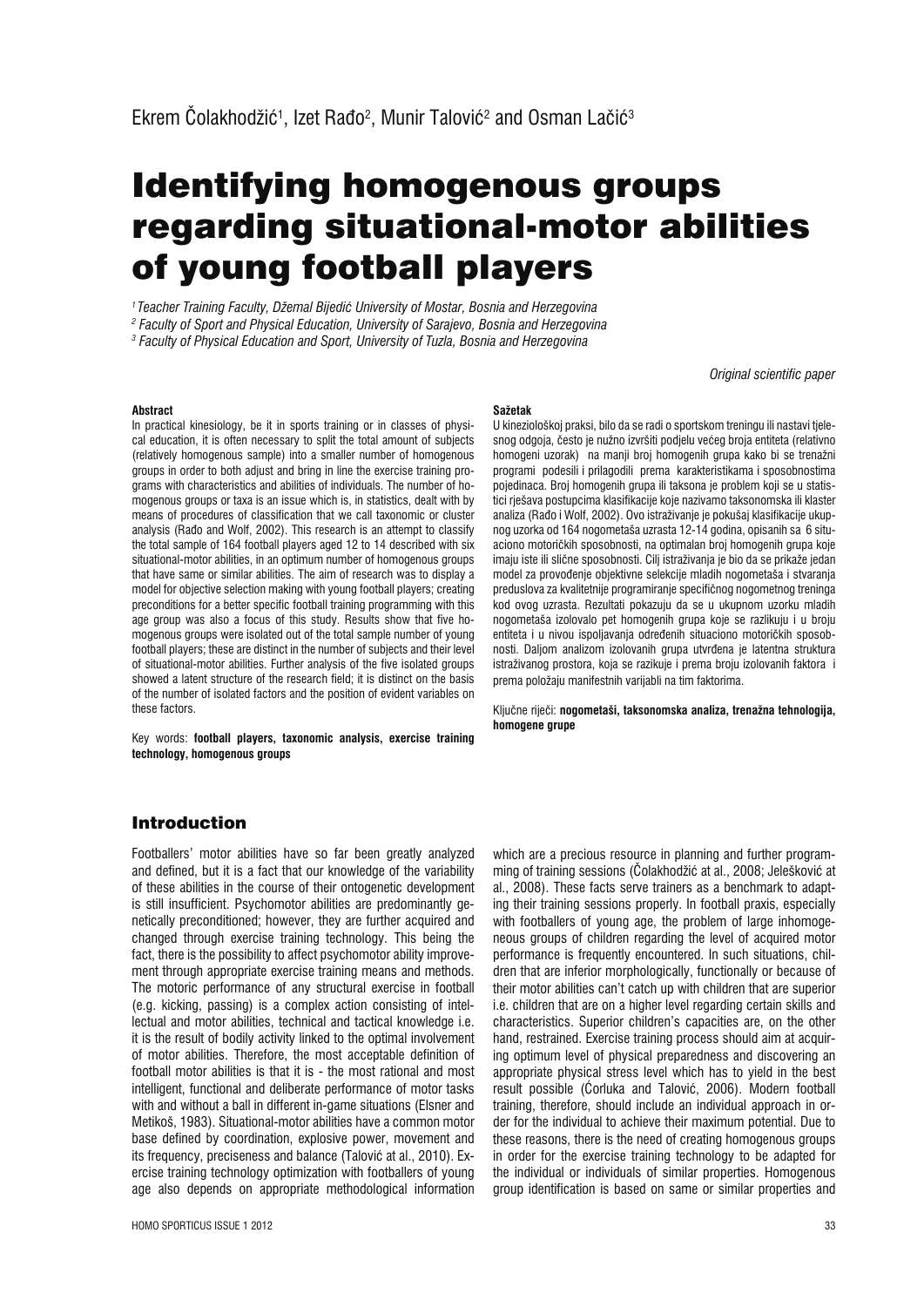Ekrem Čolakhodžić[1], Izet Rađo[2], Munir Talović[2] and Osman Lačić[3]

# Identifying homogenous groups regarding situational-motor abilities of young football players

*[1] Teacher Training Faculty, Džemal Bijedić University of Mostar, Bosnia and Herzegovina*
*[2] Faculty of Sport and Physical Education, University of Sarajevo, Bosnia and Herzegovina*
*[3] Faculty of Physical Education and Sport, University of Tuzla, Bosnia and Herzegovina*

*Original scientific paper*

**Abstract**

In practical kinesiology, be it in sports training or in classes of physical education, it is often necessary to split the total amount of subjects (relatively homogenous sample) into a smaller number of homogenous groups in order to both adjust and bring in line the exercise training programs with characteristics and abilities of individuals. The number of homogenous groups or taxa is an issue which is, in statistics, dealt with by means of procedures of classification that we call taxonomic or cluster analysis (Rađo and Wolf, 2002). This research is an attempt to classify the total sample of 164 football players aged 12 to 14 described with six situational-motor abilities, in an optimum number of homogenous groups that have same or similar abilities. The aim of research was to display a model for objective selection making with young football players; creating preconditions for a better specific football training programming with this age group was also a focus of this study. Results show that five homogenous groups were isolated out of the total sample number of young football players; these are distinct in the number of subjects and their level of situational-motor abilities. Further analysis of the five isolated groups showed a latent structure of the research field; it is distinct on the basis of the number of isolated factors and the position of evident variables on these factors.

Key words: **football players, taxonomic analysis, exercise training technology, homogenous groups**

**Sažetak**

U kineziološkoj praksi, bilo da se radi o sportskom treningu ili nastavi tjelesnog odgoja, često je nužno izvršiti podjelu većeg broja entiteta (relativno homogeni uzorak) na manji broj homogenih grupa kako bi se trenažni programi podesili i prilagodili prema karakteristikama i sposobnostima pojedinaca. Broj homogenih grupa ili taksona je problem koji se u statistici rješava postupcima klasifikacije koje nazivamo taksonomska ili klaster analiza (Rađo i Wolf, 2002). Ovo istraživanje je pokušaj klasifikacije ukupnog uzorka od 164 nogometaša uzrasta 12-14 godina, opisanih sa 6 situaciono motoričkih sposobnosti, na optimalan broj homogenih grupa koje imaju iste ili slične sposobnosti. Cilj istraživanja je bio da se prikaže jedan model za provođenje objektivne selekcije mladih nogometaša i stvaranja preduslova za kvalitetnije programiranje specifičnog nogometnog treninga kod ovog uzrasta. Rezultati pokazuju da se u ukupnom uzorku mladih nogometaša izolovalo pet homogenih grupa koje se razlikuju i u broju entiteta i u nivou ispoljavanja određenih situaciono motoričkih sposobnosti. Daljom analizom izolovanih grupa utvrđena je latentna struktura istraživanog prostora, koja se razikuje i prema broju izolovanih faktora i prema položaju manifestnih varijabli na tim faktorima.

Ključne riječi: **nogometaši, taksonomska analiza, trenažna tehnologija, homogene grupe**

## Introduction

Footballers' motor abilities have so far been greatly analyzed and defined, but it is a fact that our knowledge of the variability of these abilities in the course of their ontogenetic development is still insufficient. Psychomotor abilities are predominantly genetically preconditioned; however, they are further acquired and changed through exercise training technology. This being the fact, there is the possibility to affect psychomotor ability improvement through appropriate exercise training means and methods. The motoric performance of any structural exercise in football (e.g. kicking, passing) is a complex action consisting of intellectual and motor abilities, technical and tactical knowledge i.e. it is the result of bodily activity linked to the optimal involvement of motor abilities. Therefore, the most acceptable definition of football motor abilities is that it is - the most rational and most intelligent, functional and deliberate performance of motor tasks with and without a ball in different in-game situations (Elsner and Metikoš, 1983). Situational-motor abilities have a common motor base defined by coordination, explosive power, movement and its frequency, preciseness and balance (Talović at al., 2010). Exercise training technology optimization with footballers of young age also depends on appropriate methodological information which are a precious resource in planning and further programming of training sessions (Čolakhodžić at al., 2008; Jelešković at al., 2008). These facts serve trainers as a benchmark to adapting their training sessions properly. In football praxis, especially with footballers of young age, the problem of large inhomogeneous groups of children regarding the level of acquired motor performance is frequently encountered. In such situations, children that are inferior morphologically, functionally or because of their motor abilities can't catch up with children that are superior i.e. children that are on a higher level regarding certain skills and characteristics. Superior children's capacities are, on the other hand, restrained. Exercise training process should aim at acquiring optimum level of physical preparedness and discovering an appropriate physical stress level which has to yield in the best result possible (Ćorluka and Talović, 2006). Modern football training, therefore, should include an individual approach in order for the individual to achieve their maximum potential. Due to these reasons, there is the need of creating homogenous groups in order for the exercise training technology to be adapted for the individual or individuals of similar properties. Homogenous group identification is based on same or similar properties and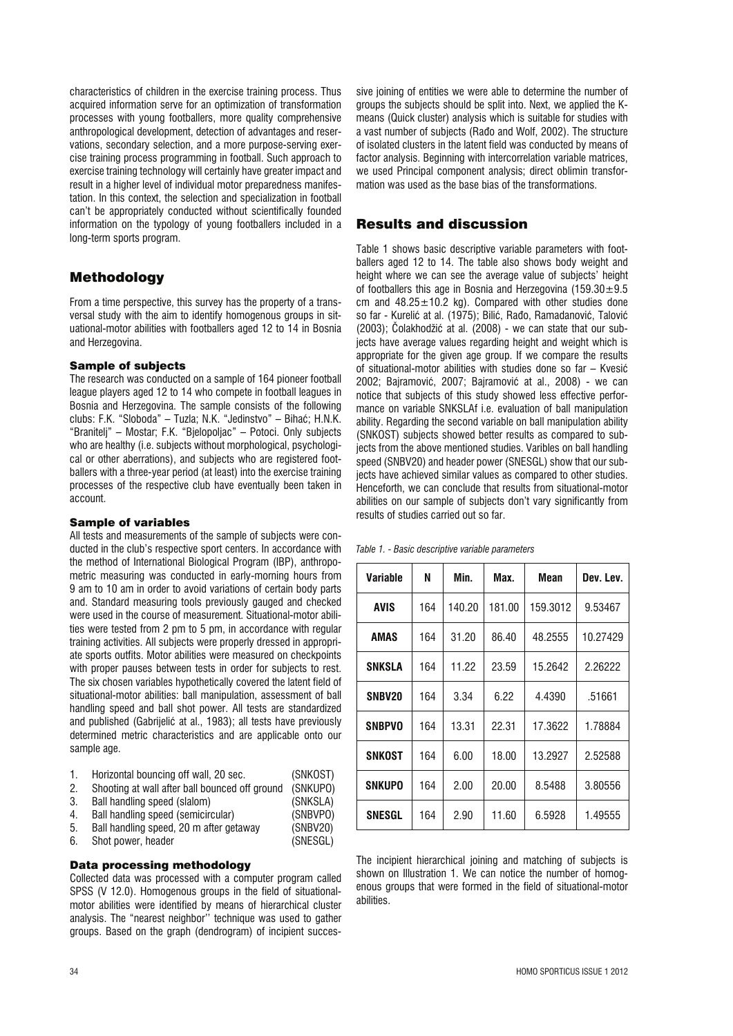characteristics of children in the exercise training process. Thus acquired information serve for an optimization of transformation processes with young footballers, more quality comprehensive anthropological development, detection of advantages and reservations, secondary selection, and a more purpose-serving exercise training process programming in football. Such approach to exercise training technology will certainly have greater impact and result in a higher level of individual motor preparedness manifestation. In this context, the selection and specialization in football can't be appropriately conducted without scientifically founded information on the typology of young footballers included in a long-term sports program.

## Methodology

From a time perspective, this survey has the property of a transversal study with the aim to identify homogenous groups in situational-motor abilities with footballers aged 12 to 14 in Bosnia and Herzegovina.

### Sample of subjects

The research was conducted on a sample of 164 pioneer football league players aged 12 to 14 who compete in football leagues in Bosnia and Herzegovina. The sample consists of the following clubs: F.K. "Sloboda" – Tuzla; N.K. "Jedinstvo" – Bihać; H.N.K. "Branitelj" – Mostar; F.K. "Bjelopoljac" – Potoci. Only subjects who are healthy (i.e. subjects without morphological, psychological or other aberrations), and subjects who are registered footballers with a three-year period (at least) into the exercise training processes of the respective club have eventually been taken in account.

### Sample of variables

All tests and measurements of the sample of subjects were conducted in the club's respective sport centers. In accordance with the method of International Biological Program (IBP), anthropometric measuring was conducted in early-morning hours from 9 am to 10 am in order to avoid variations of certain body parts and. Standard measuring tools previously gauged and checked were used in the course of measurement. Situational-motor abilities were tested from 2 pm to 5 pm, in accordance with regular training activities. All subjects were properly dressed in appropriate sports outfits. Motor abilities were measured on checkpoints with proper pauses between tests in order for subjects to rest. The six chosen variables hypothetically covered the latent field of situational-motor abilities: ball manipulation, assessment of ball handling speed and ball shot power. All tests are standardized and published (Gabrijelić at al., 1983); all tests have previously determined metric characteristics and are applicable onto our sample age.

1. Horizontal bouncing off wall, 20 sec. (SNKOST)
2. Shooting at wall after ball bounced off ground (SNKUPO)
3. Ball handling speed (slalom) (SNKSLA)
4. Ball handling speed (semicircular) (SNBVPO)
5. Ball handling speed, 20 m after getaway (SNBV20)
6. Shot power, header (SNESGL)

### Data processing methodology

Collected data was processed with a computer program called SPSS (V 12.0). Homogenous groups in the field of situational-motor abilities were identified by means of hierarchical cluster analysis. The "nearest neighbor'' technique was used to gather groups. Based on the graph (dendrogram) of incipient successive joining of entities we were able to determine the number of groups the subjects should be split into. Next, we applied the K-means (Quick cluster) analysis which is suitable for studies with a vast number of subjects (Rađo and Wolf, 2002). The structure of isolated clusters in the latent field was conducted by means of factor analysis. Beginning with intercorrelation variable matrices, we used Principal component analysis; direct oblimin transformation was used as the base bias of the transformations.

## Results and discussion

Table 1 shows basic descriptive variable parameters with footballers aged 12 to 14. The table also shows body weight and height where we can see the average value of subjects' height of footballers this age in Bosnia and Herzegovina ($159.30 \pm 9.5$ cm and $48.25 \pm 10.2$ kg). Compared with other studies done so far - Kurelić at al. (1975); Bilić, Rađo, Ramadanović, Talović (2003); Čolakhodžić at al. (2008) - we can state that our subjects have average values regarding height and weight which is appropriate for the given age group. If we compare the results of situational-motor abilities with studies done so far – Kvesić 2002; Bajramović, 2007; Bajramović at al., 2008) - we can notice that subjects of this study showed less effective performance on variable SNKSLAf i.e. evaluation of ball manipulation ability. Regarding the second variable on ball manipulation ability (SNKOST) subjects showed better results as compared to subjects from the above mentioned studies. Varibles on ball handling speed (SNBV20) and header power (SNESGL) show that our subjects have achieved similar values as compared to other studies. Henceforth, we can conclude that results from situational-motor abilities on our sample of subjects don't vary significantly from results of studies carried out so far.

*Table 1. - Basic descriptive variable parameters*

| Variable | N | Min. | Max. | Mean | Dev. Lev. |
|---|---|---|---|---|---|
| AVIS | 164 | 140.20 | 181.00 | 159.3012 | 9.53467 |
| AMAS | 164 | 31.20 | 86.40 | 48.2555 | 10.27429 |
| SNKSLA | 164 | 11.22 | 23.59 | 15.2642 | 2.26222 |
| SNBV20 | 164 | 3.34 | 6.22 | 4.4390 | .51661 |
| SNBPVO | 164 | 13.31 | 22.31 | 17.3622 | 1.78884 |
| SNKOST | 164 | 6.00 | 18.00 | 13.2927 | 2.52588 |
| SNKUPO | 164 | 2.00 | 20.00 | 8.5488 | 3.80556 |
| SNESGL | 164 | 2.90 | 11.60 | 6.5928 | 1.49555 |

The incipient hierarchical joining and matching of subjects is shown on Illustration 1. We can notice the number of homogenous groups that were formed in the field of situational-motor abilities.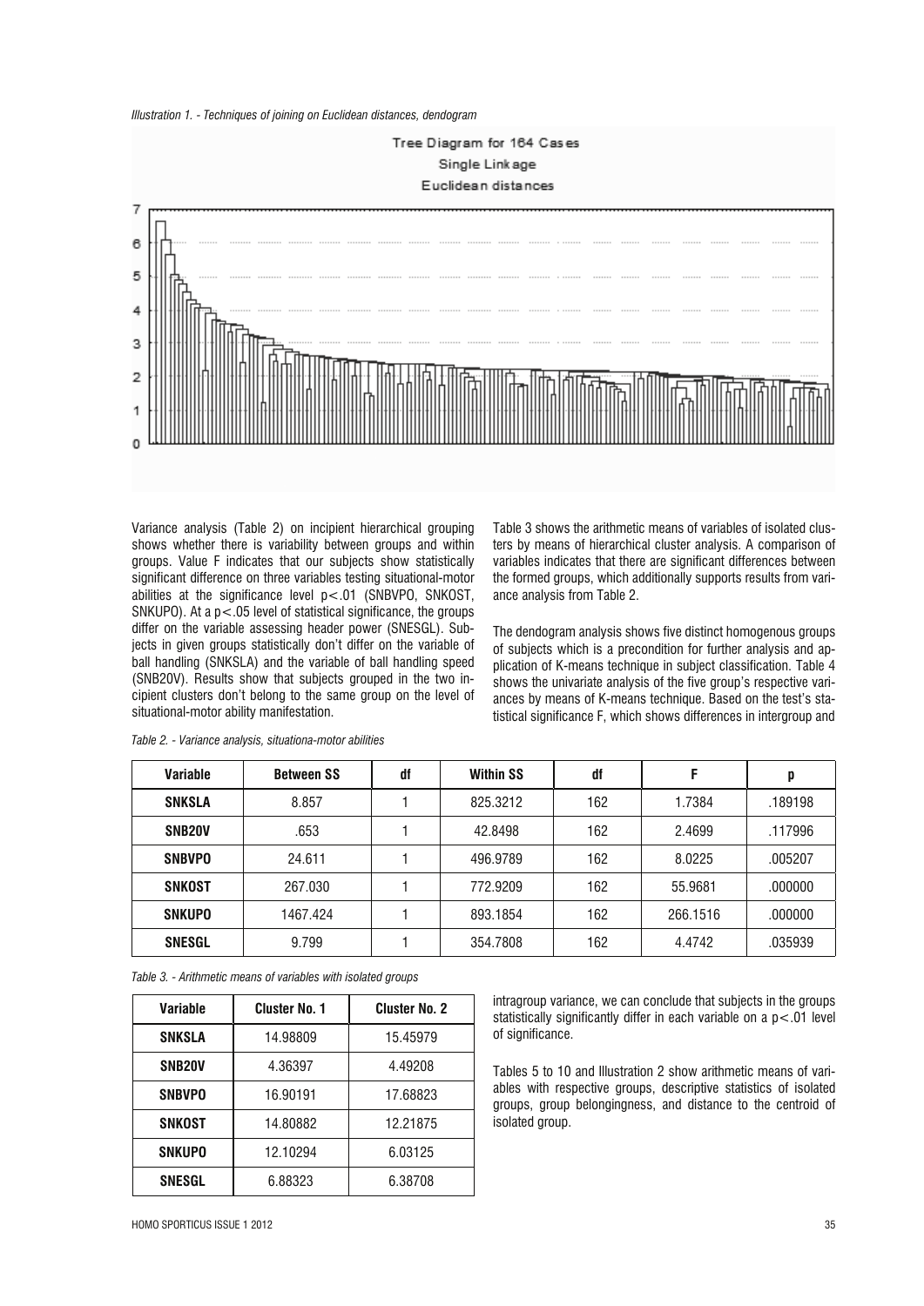*Illustration 1. - Techniques of joining on Euclidean distances, dendogram*

Variance analysis (Table 2) on incipient hierarchical grouping shows whether there is variability between groups and within groups. Value F indicates that our subjects show statistically significant difference on three variables testing situational-motor abilities at the significance level $p<.01$ (SNBVPO, SNKOST, SNKUPO). At a $p<.05$ level of statistical significance, the groups differ on the variable assessing header power (SNESGL). Subjects in given groups statistically don't differ on the variable of ball handling (SNKSLA) and the variable of ball handling speed (SNB20V). Results show that subjects grouped in the two incipient clusters don't belong to the same group on the level of situational-motor ability manifestation.

Table 3 shows the arithmetic means of variables of isolated clusters by means of hierarchical cluster analysis. A comparison of variables indicates that there are significant differences between the formed groups, which additionally supports results from variance analysis from Table 2.

The dendogram analysis shows five distinct homogenous groups of subjects which is a precondition for further analysis and application of K-means technique in subject classification. Table 4 shows the univariate analysis of the five group's respective variances by means of K-means technique. Based on the test's statistical significance F, which shows differences in intergroup and intragroup variance, we can conclude that subjects in the groups statistically significantly differ in each variable on a $p<.01$ level of significance.

*Table 2. - Variance analysis, situationa-motor abilities*

| Variable | Between SS | df | Within SS | df | F | p |
|---|---|---|---|---|---|---|
| SNKSLA | 8.857 | 1 | 825.3212 | 162 | 1.7384 | .189198 |
| SNB20V | .653 | 1 | 42.8498 | 162 | 2.4699 | .117996 |
| SNBVPO | 24.611 | 1 | 496.9789 | 162 | 8.0225 | .005207 |
| SNKOST | 267.030 | 1 | 772.9209 | 162 | 55.9681 | .000000 |
| SNKUPO | 1467.424 | 1 | 893.1854 | 162 | 266.1516 | .000000 |
| SNESGL | 9.799 | 1 | 354.7808 | 162 | 4.4742 | .035939 |

*Table 3. - Arithmetic means of variables with isolated groups*

| Variable | Cluster No. 1 | Cluster No. 2 |
|---|---|---|
| SNKSLA | 14.98809 | 15.45979 |
| SNB20V | 4.36397 | 4.49208 |
| SNBVPO | 16.90191 | 17.68823 |
| SNKOST | 14.80882 | 12.21875 |
| SNKUPO | 12.10294 | 6.03125 |
| SNESGL | 6.88323 | 6.38708 |

Tables 5 to 10 and Illustration 2 show arithmetic means of variables with respective groups, descriptive statistics of isolated groups, group belongingness, and distance to the centroid of isolated group.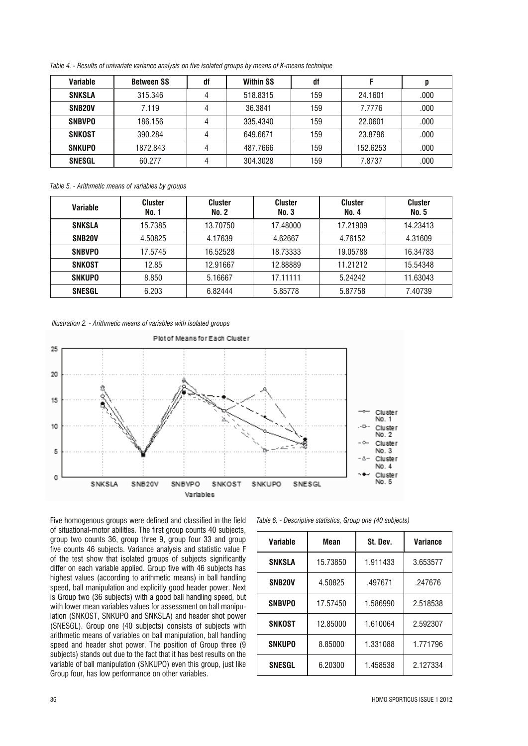*Table 4. - Results of univariate variance analysis on five isolated groups by means of K-means technique*

| Variable | Between SS | df | Within SS | df | F | p |
|---|---|---|---|---|---|---|
| SNKSLA | 315.346 | 4 | 518.8315 | 159 | 24.1601 | .000 |
| SNB20V | 7.119 | 4 | 36.3841 | 159 | 7.7776 | .000 |
| SNBVPO | 186.156 | 4 | 335.4340 | 159 | 22.0601 | .000 |
| SNKOST | 390.284 | 4 | 649.6671 | 159 | 23.8796 | .000 |
| SNKUPO | 1872.843 | 4 | 487.7666 | 159 | 152.6253 | .000 |
| SNESGL | 60.277 | 4 | 304.3028 | 159 | 7.8737 | .000 |

*Table 5. - Arithmetic means of variables by groups*

| Variable | Cluster No. 1 | Cluster No. 2 | Cluster No. 3 | Cluster No. 4 | Cluster No. 5 |
|---|---|---|---|---|---|
| SNKSLA | 15.7385 | 13.70750 | 17.48000 | 17.21909 | 14.23413 |
| SNB20V | 4.50825 | 4.17639 | 4.62667 | 4.76152 | 4.31609 |
| SNBVPO | 17.5745 | 16.52528 | 18.73333 | 19.05788 | 16.34783 |
| SNKOST | 12.85 | 12.91667 | 12.88889 | 11.21212 | 15.54348 |
| SNKUPO | 8.850 | 5.16667 | 17.11111 | 5.24242 | 11.63043 |
| SNESGL | 6.203 | 6.82444 | 5.85778 | 5.87758 | 7.40739 |

*Illustration 2. - Arithmetic means of variables with isolated groups*

Five homogenous groups were defined and classified in the field of situational-motor abilities. The first group counts 40 subjects, group two counts 36, group three 9, group four 33 and group five counts 46 subjects. Variance analysis and statistic value F of the test show that isolated groups of subjects significantly differ on each variable applied. Group five with 46 subjects has highest values (according to arithmetic means) in ball handling speed, ball manipulation and explicitly good header power. Next is Group two (36 subjects) with a good ball handling speed, but with lower mean variables values for assessment on ball manipulation (SNKOST, SNKUPO and SNKSLA) and header shot power (SNESGL). Group one (40 subjects) consists of subjects with arithmetic means of variables on ball manipulation, ball handling speed and header shot power. The position of Group three (9 subjects) stands out due to the fact that it has best results on the variable of ball manipulation (SNKUPO) even this group, just like Group four, has low performance on other variables.

*Table 6. - Descriptive statistics, Group one (40 subjects)*

| Variable | Mean | St. Dev. | Variance |
|---|---|---|---|
| SNKSLA | 15.73850 | 1.911433 | 3.653577 |
| SNB20V | 4.50825 | .497671 | .247676 |
| SNBVPO | 17.57450 | 1.586990 | 2.518538 |
| SNKOST | 12.85000 | 1.610064 | 2.592307 |
| SNKUPO | 8.85000 | 1.331088 | 1.771796 |
| SNESGL | 6.20300 | 1.458538 | 2.127334 |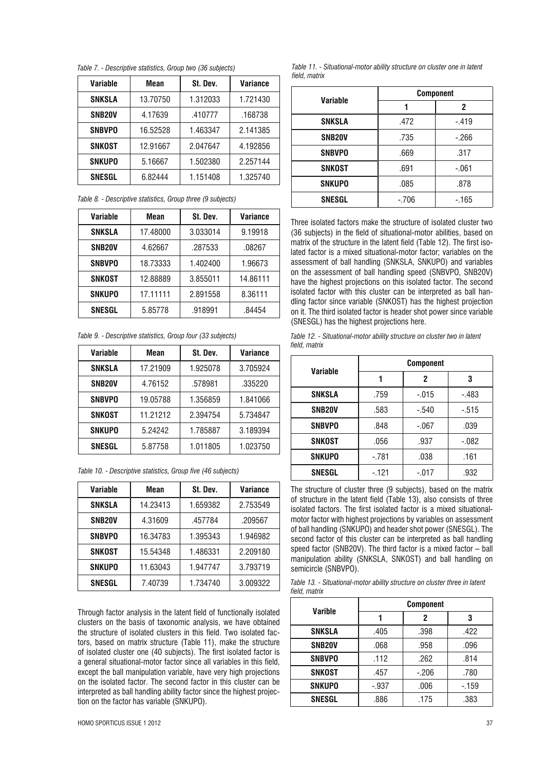*Table 7. - Descriptive statistics, Group two (36 subjects)*

| Variable | Mean | St. Dev. | Variance |
|---|---|---|---|
| SNKSLA | 13.70750 | 1.312033 | 1.721430 |
| SNB20V | 4.17639 | .410777 | .168738 |
| SNBVPO | 16.52528 | 1.463347 | 2.141385 |
| SNKOST | 12.91667 | 2.047647 | 4.192856 |
| SNKUPO | 5.16667 | 1.502380 | 2.257144 |
| SNESGL | 6.82444 | 1.151408 | 1.325740 |

*Table 8. - Descriptive statistics, Group three (9 subjects)*

| Variable | Mean | St. Dev. | Variance |
|---|---|---|---|
| SNKSLA | 17.48000 | 3.033014 | 9.19918 |
| SNB20V | 4.62667 | .287533 | .08267 |
| SNBVPO | 18.73333 | 1.402400 | 1.96673 |
| SNKOST | 12.88889 | 3.855011 | 14.86111 |
| SNKUPO | 17.11111 | 2.891558 | 8.36111 |
| SNESGL | 5.85778 | .918991 | .84454 |

*Table 9. - Descriptive statistics, Group four (33 subjects)*

| Variable | Mean | St. Dev. | Variance |
|---|---|---|---|
| SNKSLA | 17.21909 | 1.925078 | 3.705924 |
| SNB20V | 4.76152 | .578981 | .335220 |
| SNBVPO | 19.05788 | 1.356859 | 1.841066 |
| SNKOST | 11.21212 | 2.394754 | 5.734847 |
| SNKUPO | 5.24242 | 1.785887 | 3.189394 |
| SNESGL | 5.87758 | 1.011805 | 1.023750 |

*Table 10. - Descriptive statistics, Group five (46 subjects)*

| Variable | Mean | St. Dev. | Variance |
|---|---|---|---|
| SNKSLA | 14.23413 | 1.659382 | 2.753549 |
| SNB20V | 4.31609 | .457784 | .209567 |
| SNBVPO | 16.34783 | 1.395343 | 1.946982 |
| SNKOST | 15.54348 | 1.486331 | 2.209180 |
| SNKUPO | 11.63043 | 1.947747 | 3.793719 |
| SNESGL | 7.40739 | 1.734740 | 3.009322 |

Through factor analysis in the latent field of functionally isolated clusters on the basis of taxonomic analysis, we have obtained the structure of isolated clusters in this field. Two isolated factors, based on matrix structure (Table 11), make the structure of isolated cluster one (40 subjects). The first isolated factor is a general situational-motor factor since all variables in this field, except the ball manipulation variable, have very high projections on the isolated factor. The second factor in this cluster can be interpreted as ball handling ability factor since the highest projection on the factor has variable (SNKUPO).

*Table 11. - Situational-motor ability structure on cluster one in latent field, matrix*

| Variable | Component | |
|---|---|---|
| | 1 | 2 |
| SNKSLA | .472 | -.419 |
| SNB20V | .735 | -.266 |
| SNBVPO | .669 | .317 |
| SNKOST | .691 | -.061 |
| SNKUPO | .085 | .878 |
| SNESGL | -.706 | -.165 |

Three isolated factors make the structure of isolated cluster two (36 subjects) in the field of situational-motor abilities, based on matrix of the structure in the latent field (Table 12). The first isolated factor is a mixed situational-motor factor; variables on the assessment of ball handling (SNKSLA, SNKUPO) and variables on the assessment of ball handling speed (SNBVPO, SNB20V) have the highest projections on this isolated factor. The second isolated factor with this cluster can be interpreted as ball handling factor since variable (SNKOST) has the highest projection on it. The third isolated factor is header shot power since variable (SNESGL) has the highest projections here.

*Table 12. - Situational-motor ability structure on cluster two in latent field, matrix*

| Variable | Component | | |
|---|---|---|---|
| | 1 | 2 | 3 |
| SNKSLA | .759 | -.015 | -.483 |
| SNB20V | .583 | -.540 | -.515 |
| SNBVPO | .848 | -.067 | .039 |
| SNKOST | .056 | .937 | -.082 |
| SNKUPO | -.781 | .038 | .161 |
| SNESGL | -.121 | -.017 | .932 |

The structure of cluster three (9 subjects), based on the matrix of structure in the latent field (Table 13), also consists of three isolated factors. The first isolated factor is a mixed situational-motor factor with highest projections by variables on assessment of ball handling (SNKUPO) and header shot power (SNESGL). The second factor of this cluster can be interpreted as ball handling speed factor (SNB20V). The third factor is a mixed factor – ball manipulation ability (SNKSLA, SNKOST) and ball handling on semicircle (SNBVPO).

*Table 13. - Situational-motor ability structure on cluster three in latent field, matrix*

| Varible | Component | | |
|---|---|---|---|
| | 1 | 2 | 3 |
| SNKSLA | .405 | .398 | .422 |
| SNB20V | .068 | .958 | .096 |
| SNBVPO | .112 | .262 | .814 |
| SNKOST | .457 | -.206 | .780 |
| SNKUPO | -.937 | .006 | -.159 |
| SNESGL | .886 | .175 | .383 |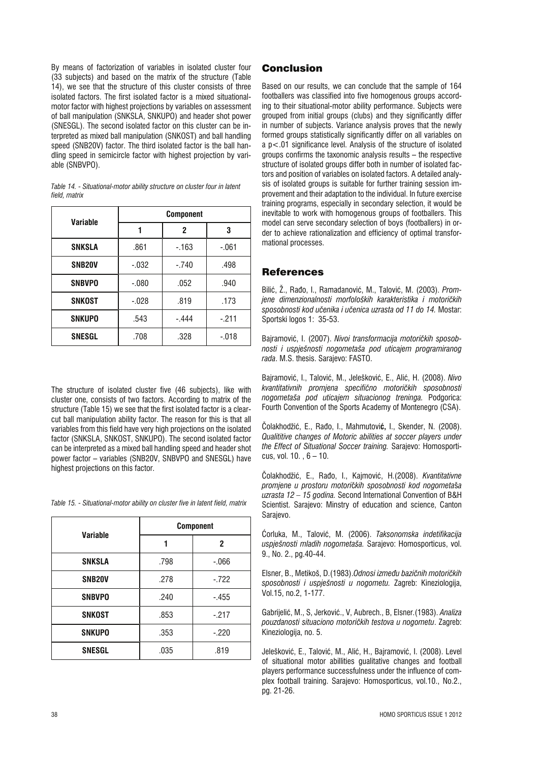By means of factorization of variables in isolated cluster four (33 subjects) and based on the matrix of the structure (Table 14), we see that the structure of this cluster consists of three isolated factors. The first isolated factor is a mixed situational-motor factor with highest projections by variables on assessment of ball manipulation (SNKSLA, SNKUPO) and header shot power (SNESGL). The second isolated factor on this cluster can be interpreted as mixed ball manipulation (SNKOST) and ball handling speed (SNB20V) factor. The third isolated factor is the ball handling speed in semicircle factor with highest projection by variable (SNBVPO).

*Table 14. - Situational-motor ability structure on cluster four in latent field, matrix*

| Variable | Component | | |
|---|---|---|---|
| | 1 | 2 | 3 |
| **SNKSLA** | .861 | -.163 | -.061 |
| **SNB20V** | -.032 | -.740 | .498 |
| **SNBVPO** | -.080 | .052 | .940 |
| **SNKOST** | -.028 | .819 | .173 |
| **SNKUPO** | .543 | -.444 | -.211 |
| **SNESGL** | .708 | .328 | -.018 |

The structure of isolated cluster five (46 subjects), like with cluster one, consists of two factors. According to matrix of the structure (Table 15) we see that the first isolated factor is a clear-cut ball manipulation ability factor. The reason for this is that all variables from this field have very high projections on the isolated factor (SNKSLA, SNKOST, SNKUPO). The second isolated factor can be interpreted as a mixed ball handling speed and header shot power factor – variables (SNB20V, SNBVPO and SNESGL) have highest projections on this factor.

*Table 15. - Situational-motor ability on cluster five in latent field, matrix*

| Variable | Component | |
|---|---|---|
| | 1 | 2 |
| **SNKSLA** | .798 | -.066 |
| **SNB20V** | .278 | -.722 |
| **SNBVPO** | .240 | -.455 |
| **SNKOST** | .853 | -.217 |
| **SNKUPO** | .353 | -.220 |
| **SNESGL** | .035 | .819 |

## Conclusion

Based on our results, we can conclude that the sample of 164 footballers was classified into five homogenous groups according to their situational-motor ability performance. Subjects were grouped from initial groups (clubs) and they significantly differ in number of subjects. Variance analysis proves that the newly formed groups statistically significantly differ on all variables on a $p<.01$ significance level. Analysis of the structure of isolated groups confirms the taxonomic analysis results – the respective structure of isolated groups differ both in number of isolated factors and position of variables on isolated factors. A detailed analysis of isolated groups is suitable for further training session improvement and their adaptation to the individual. In future exercise training programs, especially in secondary selection, it would be inevitable to work with homogenous groups of footballers. This model can serve secondary selection of boys (footballers) in order to achieve rationalization and efficiency of optimal transformational processes.

## References

Bilić, Ž., Rađo, I., Ramadanović, M., Talović, M. (2003). *Promjene dimenzionalnosti morfoloških karakteristika i motoričkih sposobnosti kod učenika i učenica uzrasta od 11 do 14.* Mostar: Sportski logos 1: 35-53.

Bajramović, I. (2007). *Nivoi transformacija motoričkih sposobnosti i uspješnosti nogometaša pod uticajem programiranog rada*. M.S. thesis. Sarajevo: FASTO.

Bajramović, I., Talović, M., Jelešković, E., Alić, H. (2008). *Nivo kvantitativnih promjena specifično motoričkih sposobnosti nogometaša pod uticajem situacionog treninga.* Podgorica: Fourth Convention of the Sports Academy of Montenegro (CSA).

Čolakhodžić, E., Rađo, I., Mahmutović, I., Skender, N. (2008). *Qualititive changes of Motoric abilities at soccer players under the Effect of Situational Soccer training.* Sarajevo: Homosporticus, vol. 10. , 6 – 10.

Čolakhodžić, E., Rađo, I., Kajmović, H.(2008). *Kvantitativne promjene u prostoru motoričkih sposobnosti kod nogometaša uzrasta 12 – 15 godina.* Second International Convention of B&H Scientist. Sarajevo: Minstry of education and science, Canton Sarajevo.

Ćorluka, M., Talović, M. (2006). *Taksonomska indetifikacija uspješnosti mladih nogometaša.* Sarajevo: Homosporticus, vol. 9., No. 2., pg.40-44.

Elsner, B., Metikoš, D.(1983).*Odnosi između bazičnih motoričkih sposobnosti i uspješnosti u nogometu.* Zagreb: Kineziologija, Vol.15, no.2, 1-177.

Gabrijelić, M., S, Jerković., V, Aubrech., B, Elsner.(1983). *Analiza pouzdanosti situaciono motoričkih testova u nogometu*. Zagreb: Kineziologija, no. 5.

Jelešković, E., Talović, M., Alić, H., Bajramović, I. (2008). Level of situational motor abillities qualitative changes and football players performance successfulness under the influence of complex football training. Sarajevo: Homosporticus, vol.10., No.2., pg. 21-26.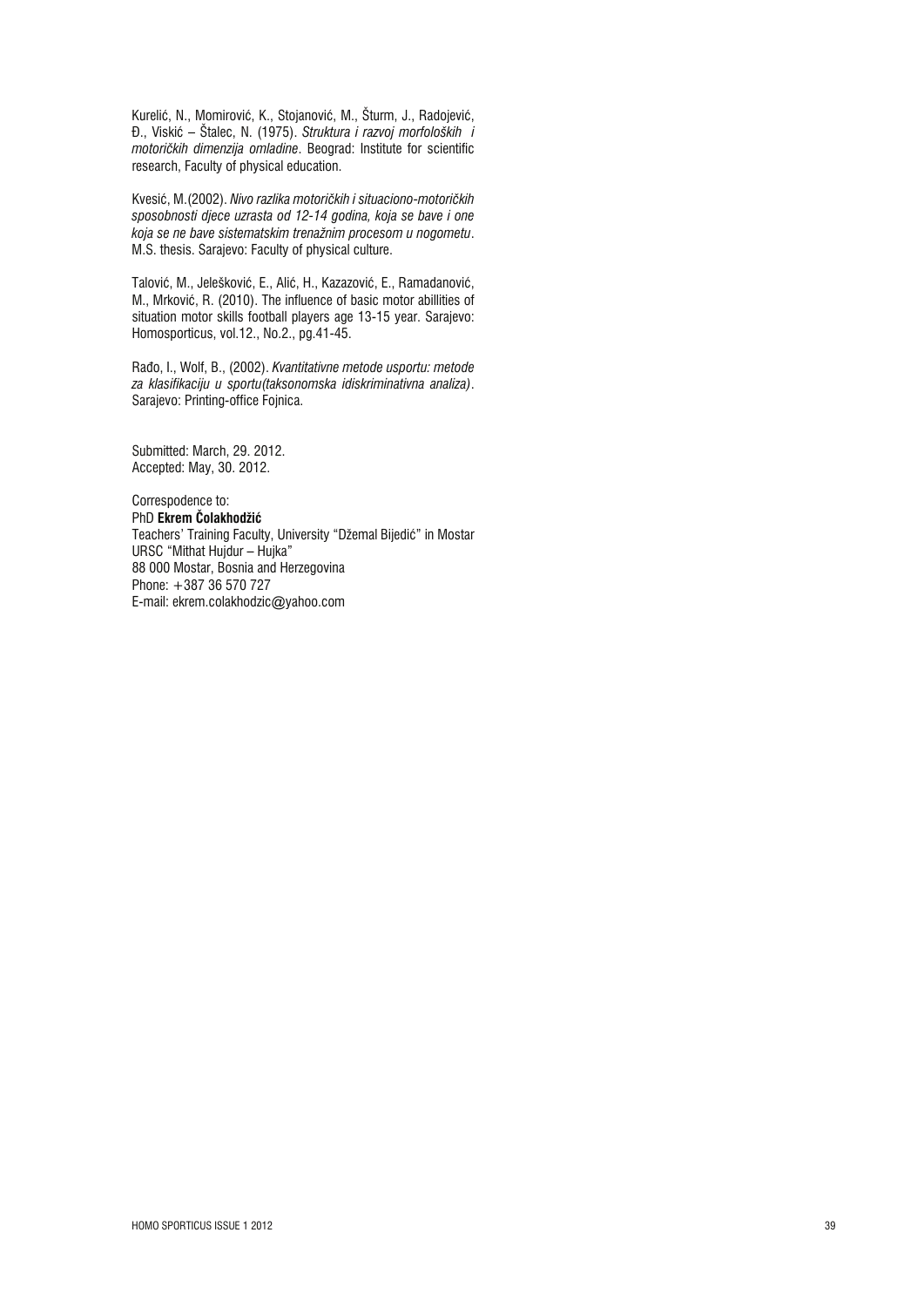Kurelić, N., Momirović, K., Stojanović, M., Šturm, J., Radojević, Đ., Viskić – Štalec, N. (1975). *Struktura i razvoj morfoloških i motoričkih dimenzija omladine*. Beograd: Institute for scientific research, Faculty of physical education.

Kvesić, M.(2002). *Nivo razlika motoričkih i situaciono-motoričkih sposobnosti djece uzrasta od 12-14 godina, koja se bave i one koja se ne bave sistematskim trenažnim procesom u nogometu*. M.S. thesis. Sarajevo: Faculty of physical culture.

Talović, M., Jelešković, E., Alić, H., Kazazović, E., Ramadanović, M., Mrković, R. (2010). The influence of basic motor abillities of situation motor skills football players age 13-15 year. Sarajevo: Homosporticus, vol.12., No.2., pg.41-45.

Rađo, I., Wolf, B., (2002). *Kvantitativne metode usportu: metode za klasifikaciju u sportu(taksonomska idiskriminativna analiza)*. Sarajevo: Printing-office Fojnica.

Submitted: March, 29. 2012.
Accepted: May, 30. 2012.

Correspodence to:
PhD **Ekrem Čolakhodžić**
Teachers' Training Faculty, University "Džemal Bijedić" in Mostar
URSC "Mithat Hujdur – Hujka"
88 000 Mostar, Bosnia and Herzegovina
Phone: +387 36 570 727
E-mail: ekrem.colakhodzic@yahoo.com